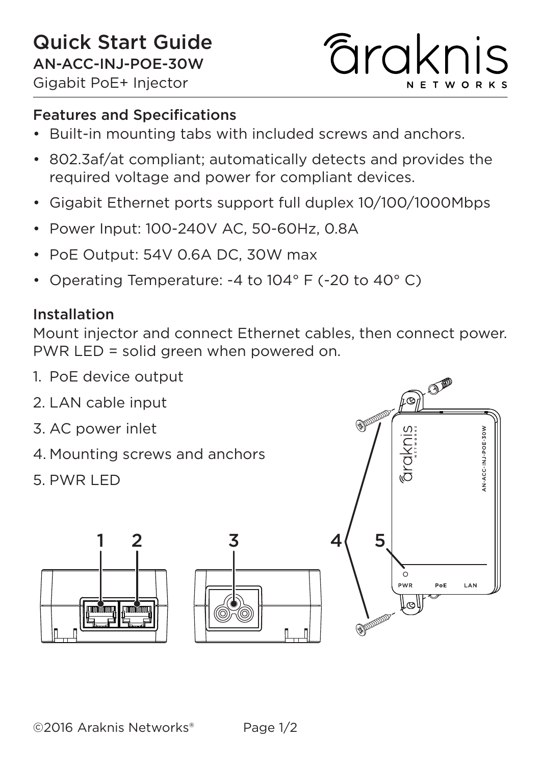# Quick Start Guide

AN-ACC-INJ-POE-30W

Gigabit PoE+ Injector

araknis NETWORKS

## Features and Specifications

- Built-in mounting tabs with included screws and anchors.
- 802.3af/at compliant; automatically detects and provides the required voltage and power for compliant devices.
- Gigabit Ethernet ports support full duplex 10/100/1000Mbps
- Power Input: 100-240V AC, 50-60Hz, 0.8A
- PoE Output: 54V 0.6A DC, 30W max
- Operating Temperature: -4 to 104° F (-20 to 40° C)

## Installation

Mount injector and connect Ethernet cables, then connect power.
PWR LED = solid green when powered on.

1. PoE device output
2. LAN cable input
3. AC power inlet
4. Mounting screws and anchors
5. PWR LED

©2016 Araknis Networks®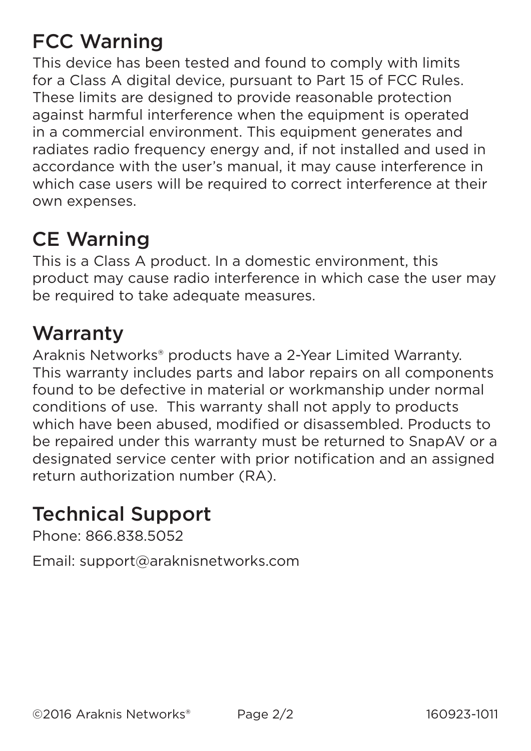## FCC Warning

This device has been tested and found to comply with limits for a Class A digital device, pursuant to Part 15 of FCC Rules. These limits are designed to provide reasonable protection against harmful interference when the equipment is operated in a commercial environment. This equipment generates and radiates radio frequency energy and, if not installed and used in accordance with the user's manual, it may cause interference in which case users will be required to correct interference at their own expenses.

## CE Warning

This is a Class A product. In a domestic environment, this product may cause radio interference in which case the user may be required to take adequate measures.

## Warranty

Araknis Networks® products have a 2-Year Limited Warranty. This warranty includes parts and labor repairs on all components found to be defective in material or workmanship under normal conditions of use. This warranty shall not apply to products which have been abused, modified or disassembled. Products to be repaired under this warranty must be returned to SnapAV or a designated service center with prior notification and an assigned return authorization number (RA).

## Technical Support

Phone: 866.838.5052

Email: support@araknisnetworks.com

©2016 Araknis Networks® 160923-1011